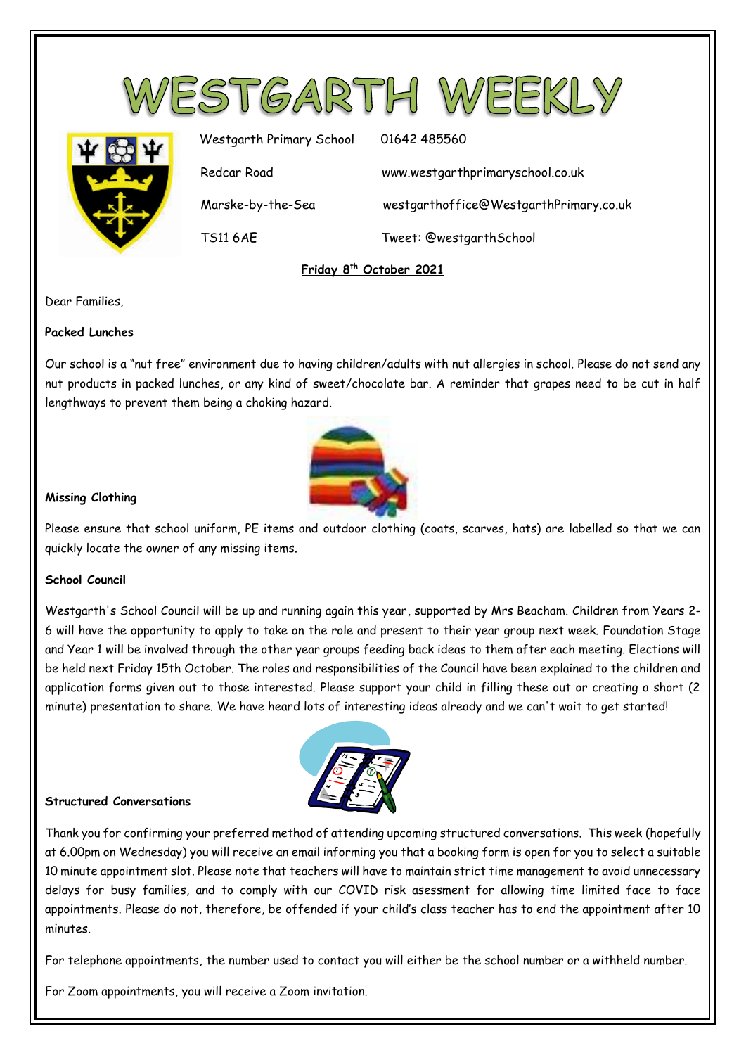# WESTGARTH WEEKLY

Westgarth Primary School — 01642 485560

Redcar Road — www.westgarthprimaryschool.co.uk

Marske-by-the-Sea — westgarthoffice@WestgarthPrimary.co.uk

TS11 6AE — Tweet: @westgarthSchool

**Friday 8th October 2021**

Dear Families,

**Packed Lunches**

Our school is a "nut free" environment due to having children/adults with nut allergies in school. Please do not send any nut products in packed lunches, or any kind of sweet/chocolate bar. A reminder that grapes need to be cut in half lengthways to prevent them being a choking hazard.

**Missing Clothing**

Please ensure that school uniform, PE items and outdoor clothing (coats, scarves, hats) are labelled so that we can quickly locate the owner of any missing items.

**School Council**

Westgarth's School Council will be up and running again this year, supported by Mrs Beacham. Children from Years 2-6 will have the opportunity to apply to take on the role and present to their year group next week. Foundation Stage and Year 1 will be involved through the other year groups feeding back ideas to them after each meeting. Elections will be held next Friday 15th October. The roles and responsibilities of the Council have been explained to the children and application forms given out to those interested. Please support your child in filling these out or creating a short (2 minute) presentation to share. We have heard lots of interesting ideas already and we can't wait to get started!

**Structured Conversations**

Thank you for confirming your preferred method of attending upcoming structured conversations. This week (hopefully at 6.00pm on Wednesday) you will receive an email informing you that a booking form is open for you to select a suitable 10 minute appointment slot. Please note that teachers will have to maintain strict time management to avoid unnecessary delays for busy families, and to comply with our COVID risk asessment for allowing time limited face to face appointments. Please do not, therefore, be offended if your child's class teacher has to end the appointment after 10 minutes.

For telephone appointments, the number used to contact you will either be the school number or a withheld number.

For Zoom appointments, you will receive a Zoom invitation.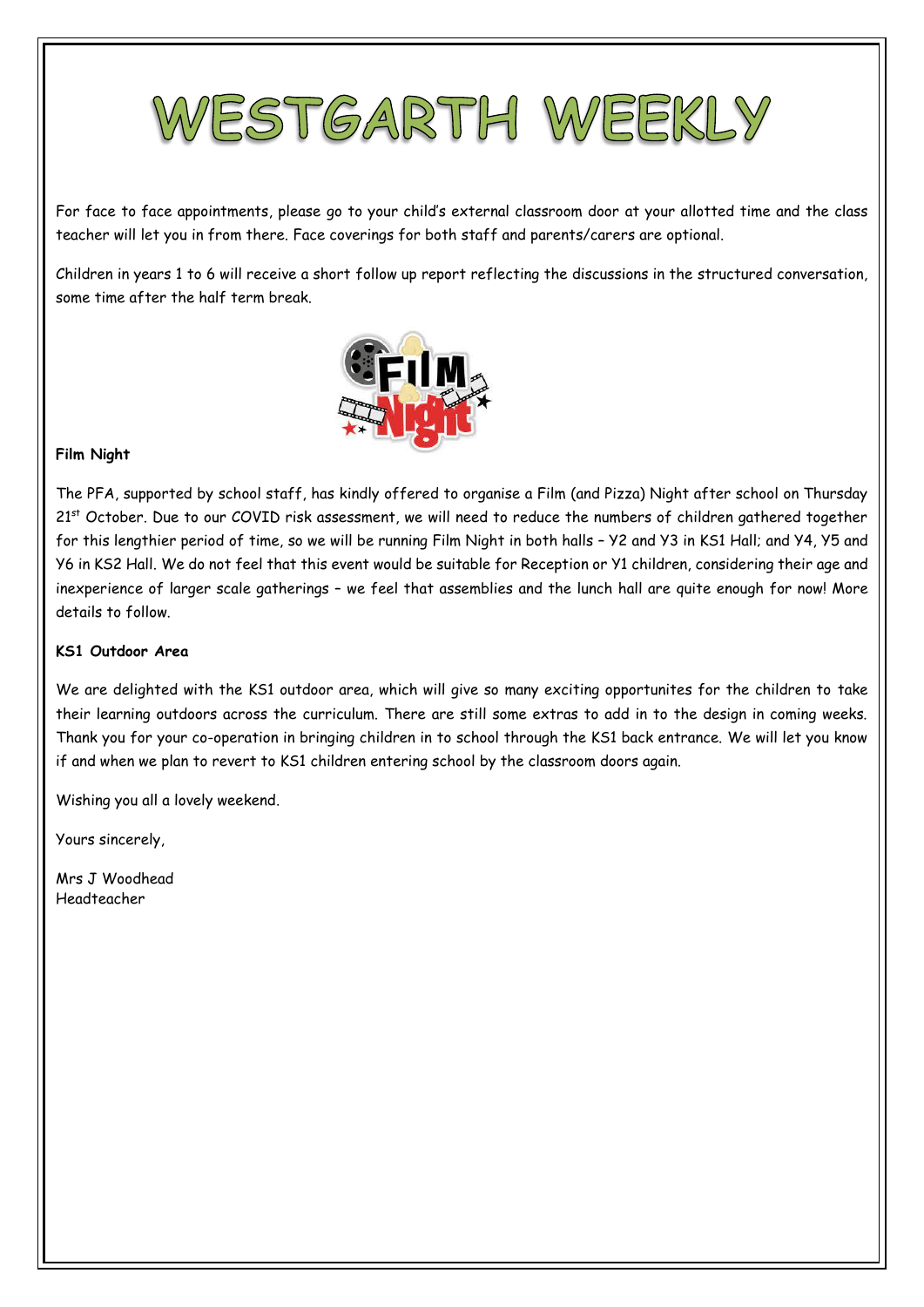# WESTGARTH WEEKLY

For face to face appointments, please go to your child's external classroom door at your allotted time and the class teacher will let you in from there. Face coverings for both staff and parents/carers are optional.

Children in years 1 to 6 will receive a short follow up report reflecting the discussions in the structured conversation, some time after the half term break.

**Film Night**

The PFA, supported by school staff, has kindly offered to organise a Film (and Pizza) Night after school on Thursday 21st October. Due to our COVID risk assessment, we will need to reduce the numbers of children gathered together for this lengthier period of time, so we will be running Film Night in both halls – Y2 and Y3 in KS1 Hall; and Y4, Y5 and Y6 in KS2 Hall. We do not feel that this event would be suitable for Reception or Y1 children, considering their age and inexperience of larger scale gatherings – we feel that assemblies and the lunch hall are quite enough for now! More details to follow.

**KS1 Outdoor Area**

We are delighted with the KS1 outdoor area, which will give so many exciting opportunites for the children to take their learning outdoors across the curriculum. There are still some extras to add in to the design in coming weeks. Thank you for your co-operation in bringing children in to school through the KS1 back entrance. We will let you know if and when we plan to revert to KS1 children entering school by the classroom doors again.

Wishing you all a lovely weekend.

Yours sincerely,

Mrs J Woodhead
Headteacher